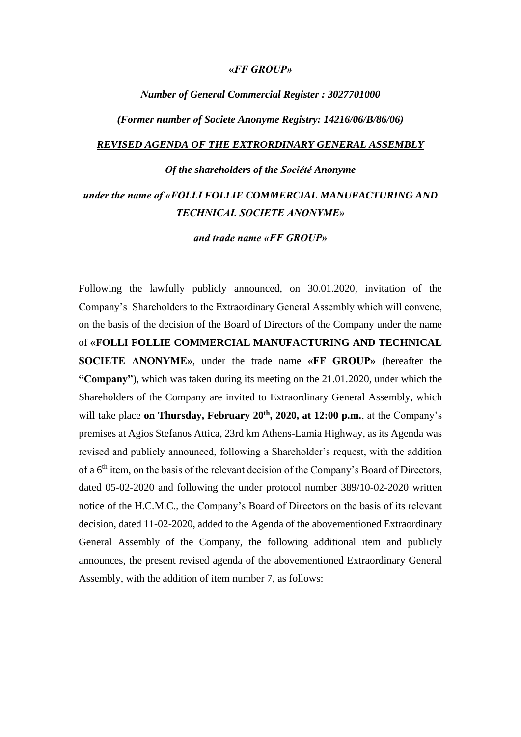***«FF GROUP»***

***Number of General Commercial Register : 3027701000***

***(Former number of Societe Anonyme Registry: 14216/06/B/86/06)***

***<u>REVISED AGENDA OF THE EXTRORDINARY GENERAL ASSEMBLY</u>***

***Of the shareholders of the Société Anonyme***

***under the name of «FOLLI FOLLIE COMMERCIAL MANUFACTURING AND TECHNICAL SOCIETE ANONYME»***

***and trade name «FF GROUP»***

Following the lawfully publicly announced, on 30.01.2020, invitation of the Company's Shareholders to the Extraordinary General Assembly which will convene, on the basis of the decision of the Board of Directors of the Company under the name of **«FOLLI FOLLIE COMMERCIAL MANUFACTURING AND TECHNICAL SOCIETE ANONYME»**, under the trade name **«FF GROUP»** (hereafter the **"Company"**), which was taken during its meeting on the 21.01.2020, under which the Shareholders of the Company are invited to Extraordinary General Assembly, which will take place **on Thursday, February 20th, 2020, at 12:00 p.m.**, at the Company's premises at Agios Stefanos Attica, 23rd km Athens-Lamia Highway, as its Agenda was revised and publicly announced, following a Shareholder's request, with the addition of a 6th item, on the basis of the relevant decision of the Company's Board of Directors, dated 05-02-2020 and following the under protocol number 389/10-02-2020 written notice of the H.C.M.C., the Company's Board of Directors on the basis of its relevant decision, dated 11-02-2020, added to the Agenda of the abovementioned Extraordinary General Assembly of the Company, the following additional item and publicly announces, the present revised agenda of the abovementioned Extraordinary General Assembly, with the addition of item number 7, as follows: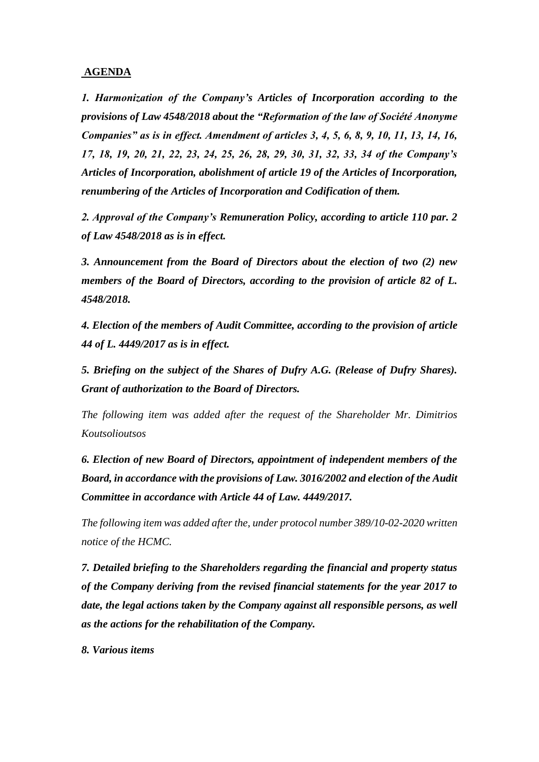**AGENDA**

***1. Harmonization of the Company's Articles of Incorporation according to the provisions of Law 4548/2018 about the "Reformation of the law of Société Anonyme Companies" as is in effect. Amendment of articles 3, 4, 5, 6, 8, 9, 10, 11, 13, 14, 16, 17, 18, 19, 20, 21, 22, 23, 24, 25, 26, 28, 29, 30, 31, 32, 33, 34 of the Company's Articles of Incorporation, abolishment of article 19 of the Articles of Incorporation, renumbering of the Articles of Incorporation and Codification of them.***

***2. Approval of the Company's Remuneration Policy, according to article 110 par. 2 of Law 4548/2018 as is in effect.***

***3. Announcement from the Board of Directors about the election of two (2) new members of the Board of Directors, according to the provision of article 82 of L. 4548/2018.***

***4. Election of the members of Audit Committee, according to the provision of article 44 of L. 4449/2017 as is in effect.***

***5. Briefing on the subject of the Shares of Dufry A.G. (Release of Dufry Shares). Grant of authorization to the Board of Directors.***

*The following item was added after the request of the Shareholder Mr. Dimitrios Koutsolioutsos*

***6. Election of new Board of Directors, appointment of independent members of the Board, in accordance with the provisions of Law. 3016/2002 and election of the Audit Committee in accordance with Article 44 of Law. 4449/2017.***

*The following item was added after the, under protocol number 389/10-02-2020 written notice of the HCMC.*

***7. Detailed briefing to the Shareholders regarding the financial and property status of the Company deriving from the revised financial statements for the year 2017 to date, the legal actions taken by the Company against all responsible persons, as well as the actions for the rehabilitation of the Company.***

***8. Various items***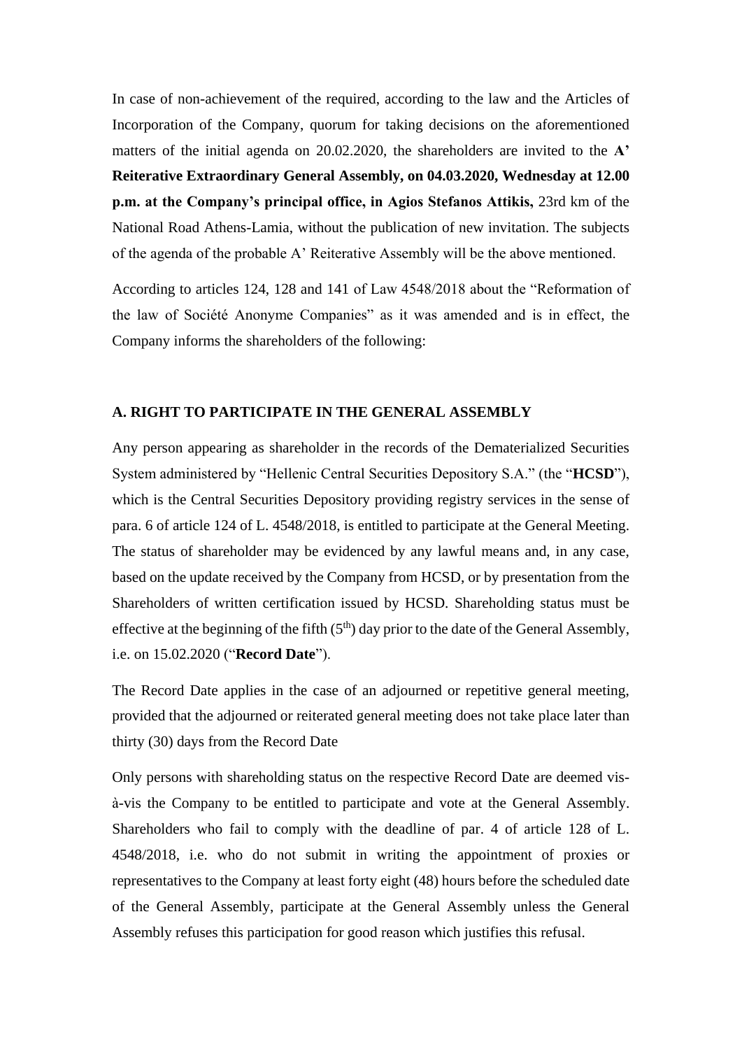In case of non-achievement of the required, according to the law and the Articles of Incorporation of the Company, quorum for taking decisions on the aforementioned matters of the initial agenda on 20.02.2020, the shareholders are invited to the **A' Reiterative Extraordinary General Assembly, on 04.03.2020, Wednesday at 12.00 p.m. at the Company's principal office, in Agios Stefanos Attikis,** 23rd km of the National Road Athens-Lamia, without the publication of new invitation. The subjects of the agenda of the probable A' Reiterative Assembly will be the above mentioned.

According to articles 124, 128 and 141 of Law 4548/2018 about the "Reformation of the law of Société Anonyme Companies" as it was amended and is in effect, the Company informs the shareholders of the following:

## A. RIGHT TO PARTICIPATE IN THE GENERAL ASSEMBLY

Any person appearing as shareholder in the records of the Dematerialized Securities System administered by "Hellenic Central Securities Depository S.A." (the "**HCSD**"), which is the Central Securities Depository providing registry services in the sense of para. 6 of article 124 of L. 4548/2018, is entitled to participate at the General Meeting. The status of shareholder may be evidenced by any lawful means and, in any case, based on the update received by the Company from HCSD, or by presentation from the Shareholders of written certification issued by HCSD. Shareholding status must be effective at the beginning of the fifth (5th) day prior to the date of the General Assembly, i.e. on 15.02.2020 ("**Record Date**").

The Record Date applies in the case of an adjourned or repetitive general meeting, provided that the adjourned or reiterated general meeting does not take place later than thirty (30) days from the Record Date

Only persons with shareholding status on the respective Record Date are deemed vis-à-vis the Company to be entitled to participate and vote at the General Assembly. Shareholders who fail to comply with the deadline of par. 4 of article 128 of L. 4548/2018, i.e. who do not submit in writing the appointment of proxies or representatives to the Company at least forty eight (48) hours before the scheduled date of the General Assembly, participate at the General Assembly unless the General Assembly refuses this participation for good reason which justifies this refusal.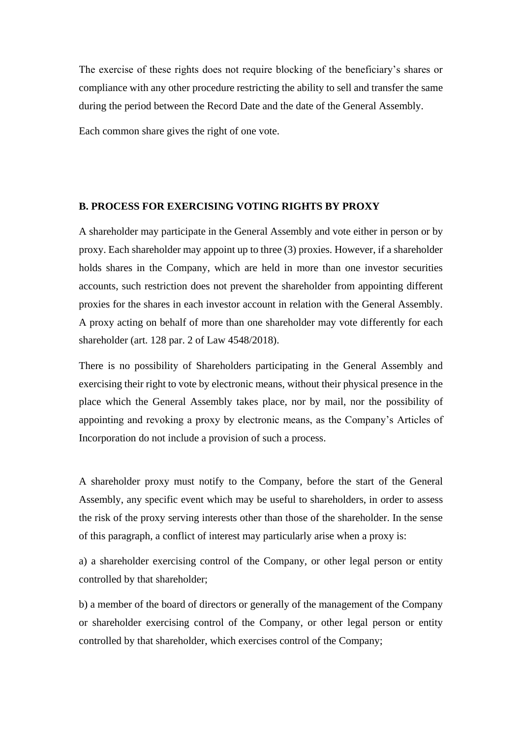The exercise of these rights does not require blocking of the beneficiary's shares or compliance with any other procedure restricting the ability to sell and transfer the same during the period between the Record Date and the date of the General Assembly.

Each common share gives the right of one vote.

## B. PROCESS FOR EXERCISING VOTING RIGHTS BY PROXY

A shareholder may participate in the General Assembly and vote either in person or by proxy. Each shareholder may appoint up to three (3) proxies. However, if a shareholder holds shares in the Company, which are held in more than one investor securities accounts, such restriction does not prevent the shareholder from appointing different proxies for the shares in each investor account in relation with the General Assembly. A proxy acting on behalf of more than one shareholder may vote differently for each shareholder (art. 128 par. 2 of Law 4548/2018).

There is no possibility of Shareholders participating in the General Assembly and exercising their right to vote by electronic means, without their physical presence in the place which the General Assembly takes place, nor by mail, nor the possibility of appointing and revoking a proxy by electronic means, as the Company's Articles of Incorporation do not include a provision of such a process.

A shareholder proxy must notify to the Company, before the start of the General Assembly, any specific event which may be useful to shareholders, in order to assess the risk of the proxy serving interests other than those of the shareholder. In the sense of this paragraph, a conflict of interest may particularly arise when a proxy is:

a) a shareholder exercising control of the Company, or other legal person or entity controlled by that shareholder;

b) a member of the board of directors or generally of the management of the Company or shareholder exercising control of the Company, or other legal person or entity controlled by that shareholder, which exercises control of the Company;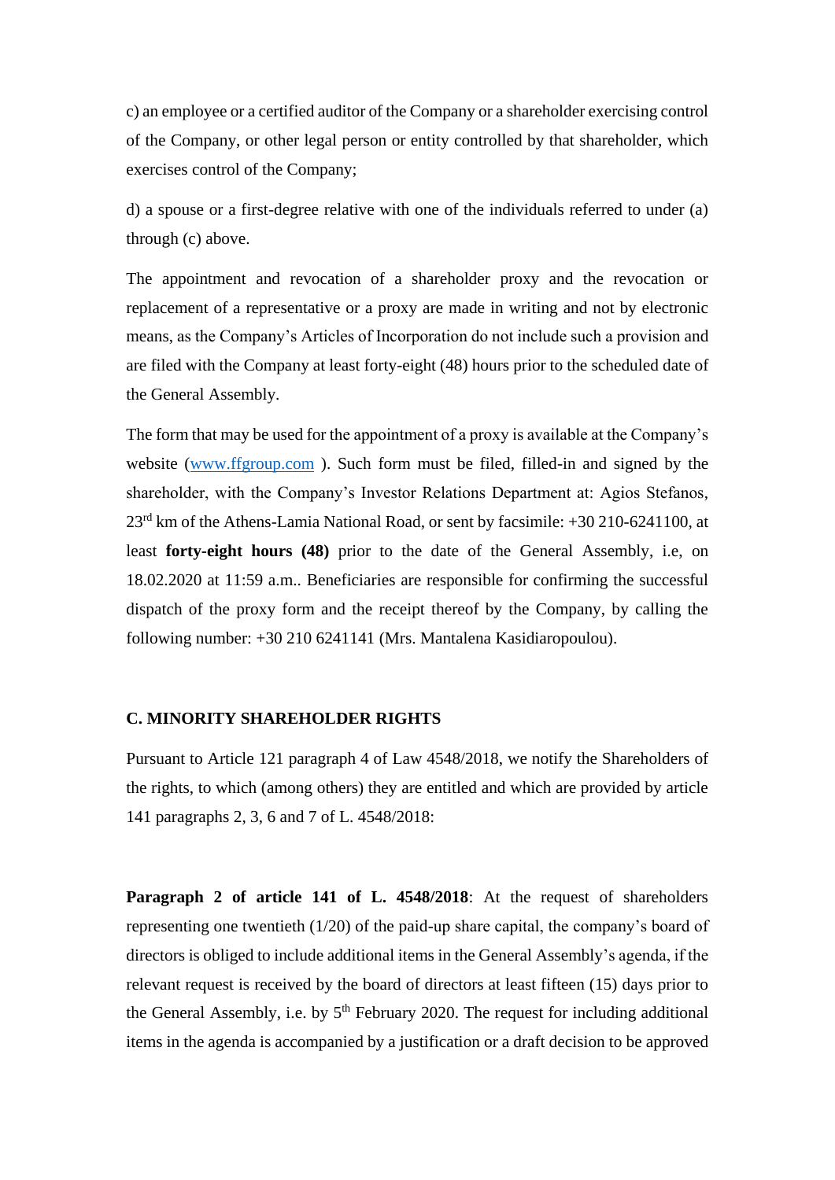c) an employee or a certified auditor of the Company or a shareholder exercising control of the Company, or other legal person or entity controlled by that shareholder, which exercises control of the Company;

d) a spouse or a first-degree relative with one of the individuals referred to under (a) through (c) above.

The appointment and revocation of a shareholder proxy and the revocation or replacement of a representative or a proxy are made in writing and not by electronic means, as the Company's Articles of Incorporation do not include such a provision and are filed with the Company at least forty-eight (48) hours prior to the scheduled date of the General Assembly.

The form that may be used for the appointment of a proxy is available at the Company's website (www.ffgroup.com ). Such form must be filed, filled-in and signed by the shareholder, with the Company's Investor Relations Department at: Agios Stefanos, 23rd km of the Athens-Lamia National Road, or sent by facsimile: +30 210-6241100, at least **forty-eight hours (48)** prior to the date of the General Assembly, i.e, on 18.02.2020 at 11:59 a.m.. Beneficiaries are responsible for confirming the successful dispatch of the proxy form and the receipt thereof by the Company, by calling the following number: +30 210 6241141 (Mrs. Mantalena Kasidiaropoulou).

## C. MINORITY SHAREHOLDER RIGHTS

Pursuant to Article 121 paragraph 4 of Law 4548/2018, we notify the Shareholders of the rights, to which (among others) they are entitled and which are provided by article 141 paragraphs 2, 3, 6 and 7 of L. 4548/2018:

**Paragraph 2 of article 141 of L. 4548/2018**: At the request of shareholders representing one twentieth (1/20) of the paid-up share capital, the company's board of directors is obliged to include additional items in the General Assembly's agenda, if the relevant request is received by the board of directors at least fifteen (15) days prior to the General Assembly, i.e. by 5th February 2020. The request for including additional items in the agenda is accompanied by a justification or a draft decision to be approved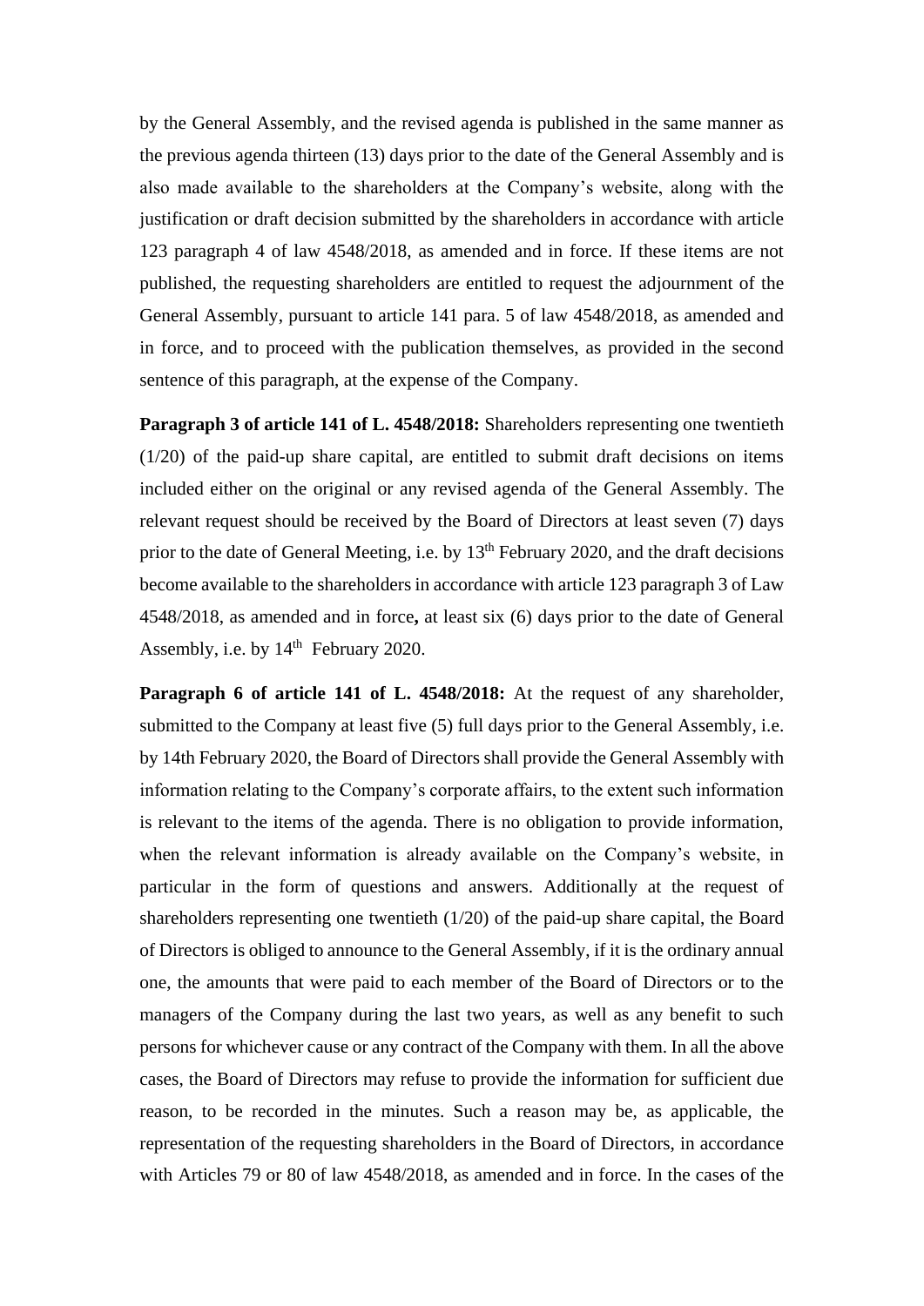by the General Assembly, and the revised agenda is published in the same manner as the previous agenda thirteen (13) days prior to the date of the General Assembly and is also made available to the shareholders at the Company's website, along with the justification or draft decision submitted by the shareholders in accordance with article 123 paragraph 4 of law 4548/2018, as amended and in force. If these items are not published, the requesting shareholders are entitled to request the adjournment of the General Assembly, pursuant to article 141 para. 5 of law 4548/2018, as amended and in force, and to proceed with the publication themselves, as provided in the second sentence of this paragraph, at the expense of the Company.

**Paragraph 3 of article 141 of L. 4548/2018:** Shareholders representing one twentieth (1/20) of the paid-up share capital, are entitled to submit draft decisions on items included either on the original or any revised agenda of the General Assembly. The relevant request should be received by the Board of Directors at least seven (7) days prior to the date of General Meeting, i.e. by 13th February 2020, and the draft decisions become available to the shareholders in accordance with article 123 paragraph 3 of Law 4548/2018, as amended and in force**,** at least six (6) days prior to the date of General Assembly, i.e. by 14th February 2020.

**Paragraph 6 of article 141 of L. 4548/2018:** At the request of any shareholder, submitted to the Company at least five (5) full days prior to the General Assembly, i.e. by 14th February 2020, the Board of Directors shall provide the General Assembly with information relating to the Company's corporate affairs, to the extent such information is relevant to the items of the agenda. There is no obligation to provide information, when the relevant information is already available on the Company's website, in particular in the form of questions and answers. Additionally at the request of shareholders representing one twentieth (1/20) of the paid-up share capital, the Board of Directors is obliged to announce to the General Assembly, if it is the ordinary annual one, the amounts that were paid to each member of the Board of Directors or to the managers of the Company during the last two years, as well as any benefit to such persons for whichever cause or any contract of the Company with them. In all the above cases, the Board of Directors may refuse to provide the information for sufficient due reason, to be recorded in the minutes. Such a reason may be, as applicable, the representation of the requesting shareholders in the Board of Directors, in accordance with Articles 79 or 80 of law 4548/2018, as amended and in force. In the cases of the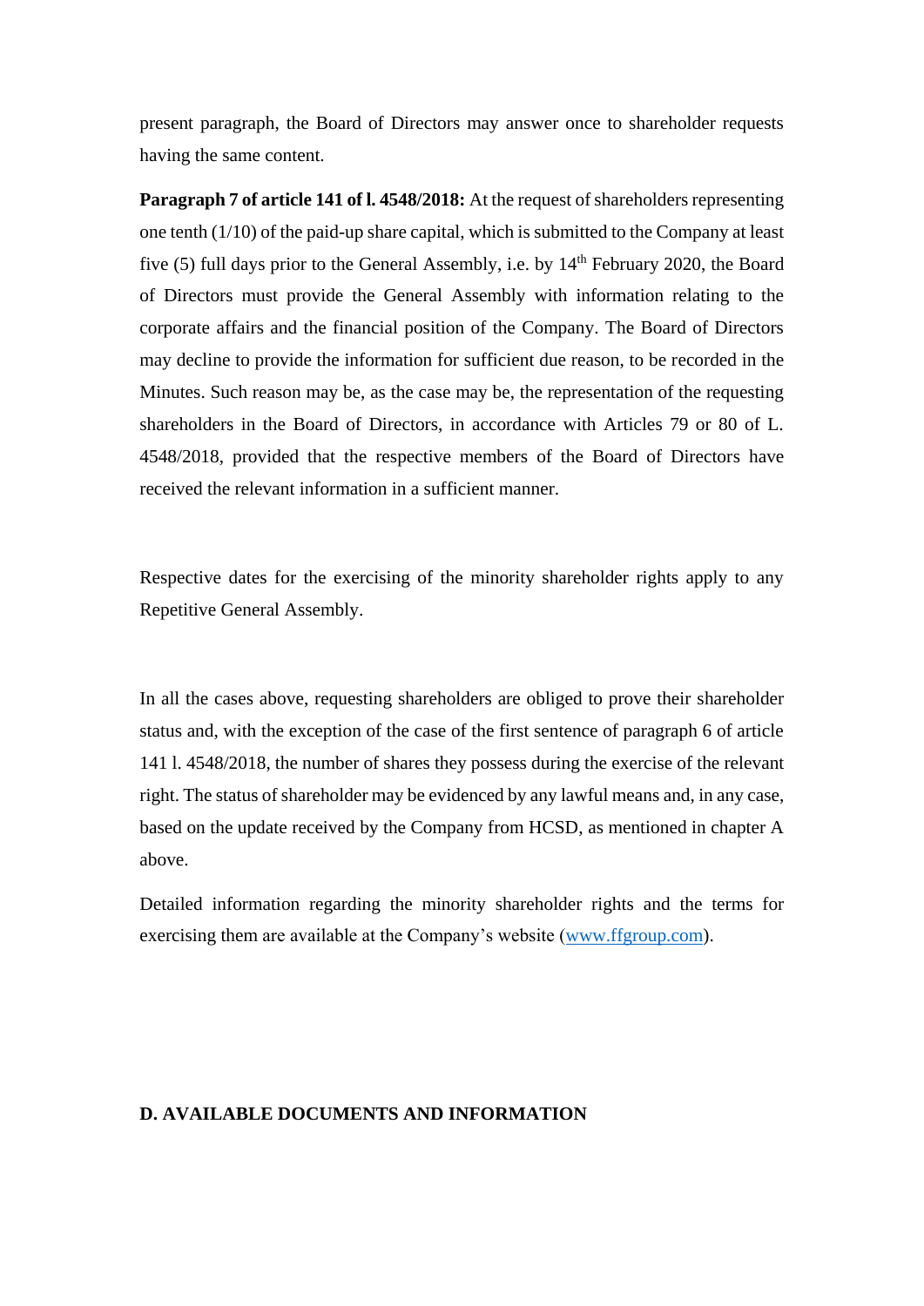present paragraph, the Board of Directors may answer once to shareholder requests having the same content.

**Paragraph 7 of article 141 of l. 4548/2018:** At the request of shareholders representing one tenth (1/10) of the paid-up share capital, which is submitted to the Company at least five (5) full days prior to the General Assembly, i.e. by 14th February 2020, the Board of Directors must provide the General Assembly with information relating to the corporate affairs and the financial position of the Company. The Board of Directors may decline to provide the information for sufficient due reason, to be recorded in the Minutes. Such reason may be, as the case may be, the representation of the requesting shareholders in the Board of Directors, in accordance with Articles 79 or 80 of L. 4548/2018, provided that the respective members of the Board of Directors have received the relevant information in a sufficient manner.

Respective dates for the exercising of the minority shareholder rights apply to any Repetitive General Assembly.

In all the cases above, requesting shareholders are obliged to prove their shareholder status and, with the exception of the case of the first sentence of paragraph 6 of article 141 l. 4548/2018, the number of shares they possess during the exercise of the relevant right. The status of shareholder may be evidenced by any lawful means and, in any case, based on the update received by the Company from HCSD, as mentioned in chapter A above.

Detailed information regarding the minority shareholder rights and the terms for exercising them are available at the Company's website (www.ffgroup.com).

**D. AVAILABLE DOCUMENTS AND INFORMATION**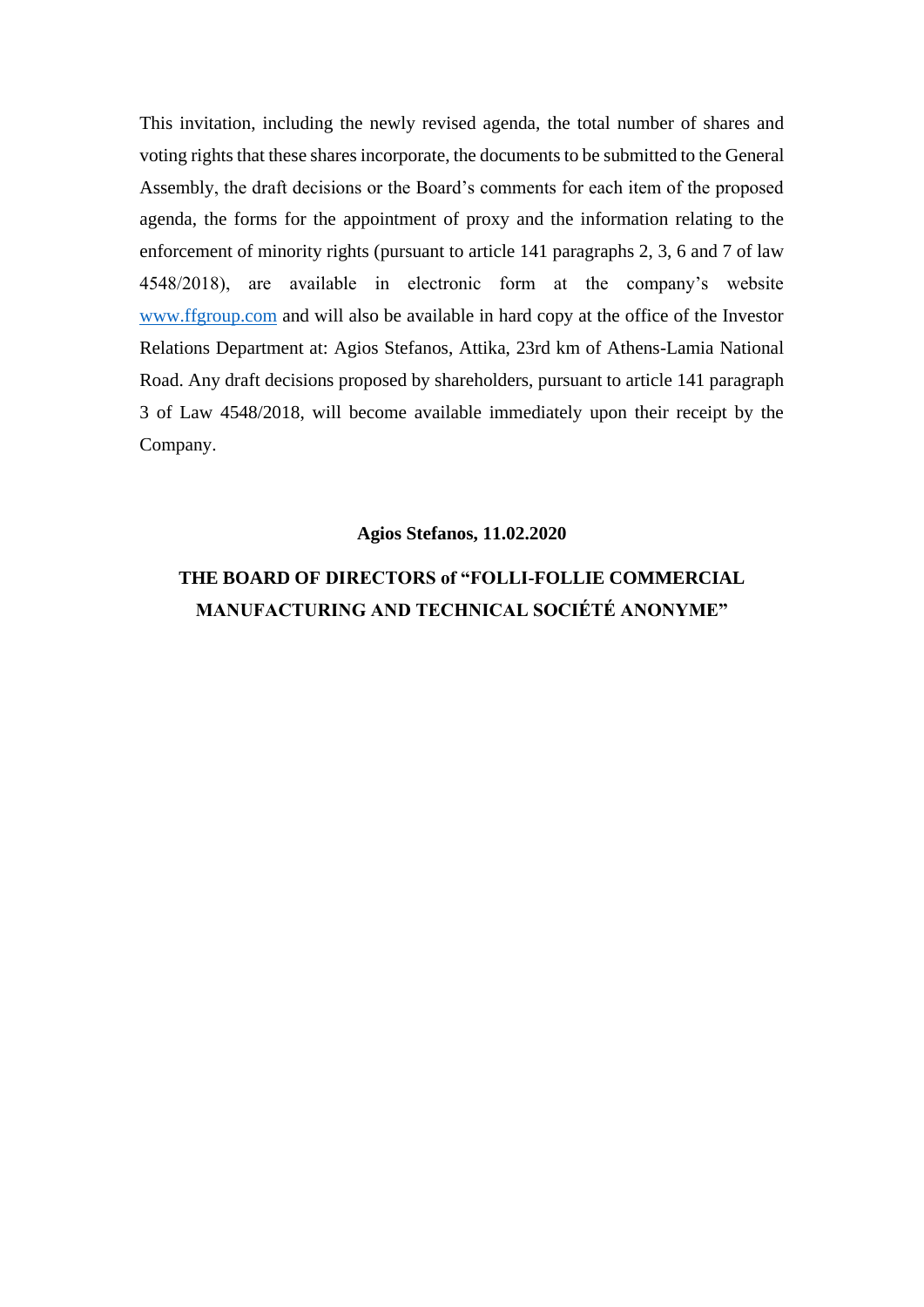This invitation, including the newly revised agenda, the total number of shares and voting rights that these shares incorporate, the documents to be submitted to the General Assembly, the draft decisions or the Board's comments for each item of the proposed agenda, the forms for the appointment of proxy and the information relating to the enforcement of minority rights (pursuant to article 141 paragraphs 2, 3, 6 and 7 of law 4548/2018), are available in electronic form at the company's website www.ffgroup.com and will also be available in hard copy at the office of the Investor Relations Department at: Agios Stefanos, Attika, 23rd km of Athens-Lamia National Road. Any draft decisions proposed by shareholders, pursuant to article 141 paragraph 3 of Law 4548/2018, will become available immediately upon their receipt by the Company.

**Agios Stefanos, 11.02.2020**

**THE BOARD OF DIRECTORS of "FOLLI-FOLLIE COMMERCIAL MANUFACTURING AND TECHNICAL SOCIÉTÉ ANONYME"**